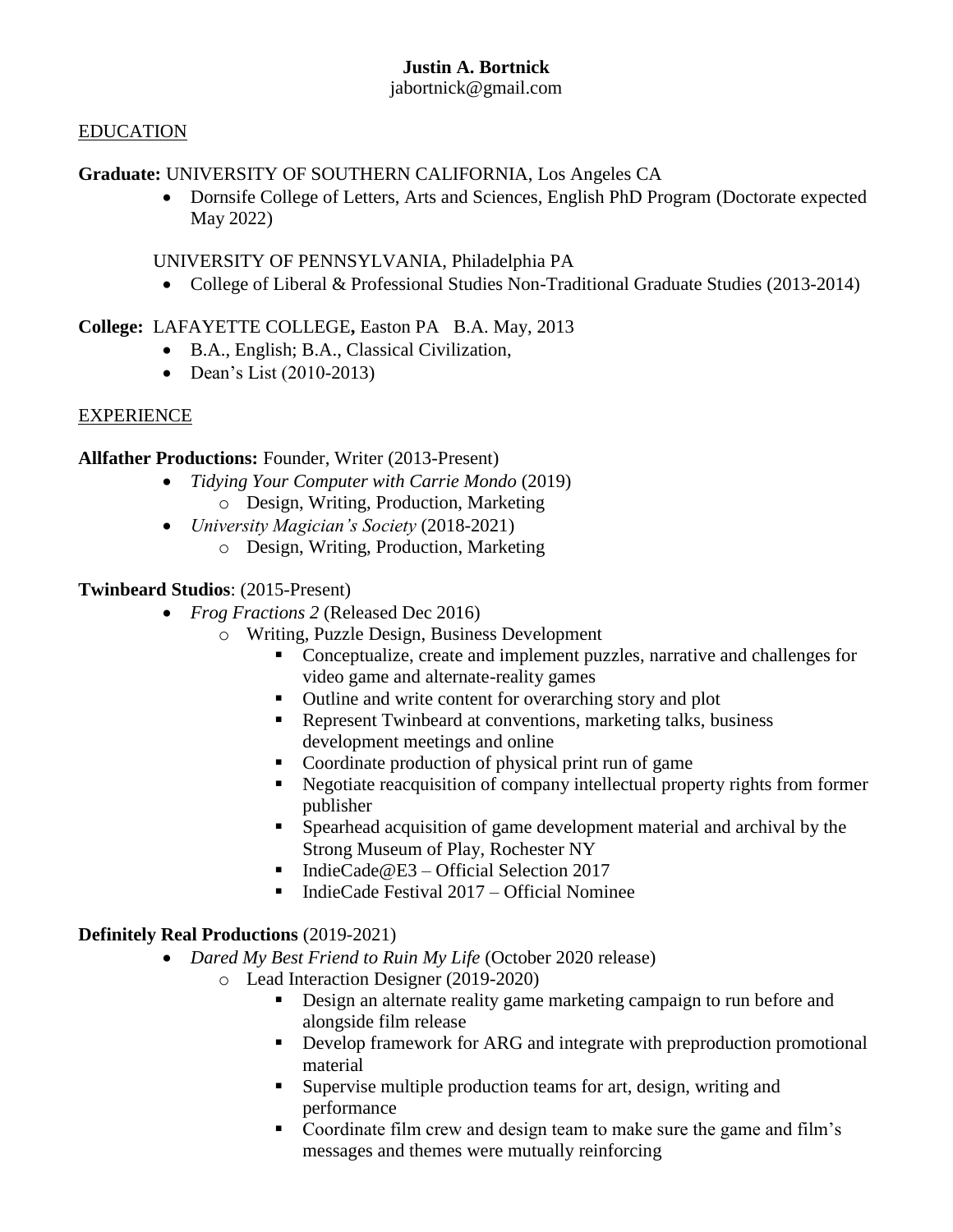**Justin A. Bortnick**
jabortnick@gmail.com

## EDUCATION

**Graduate:** UNIVERSITY OF SOUTHERN CALIFORNIA, Los Angeles CA

- Dornsife College of Letters, Arts and Sciences, English PhD Program (Doctorate expected May 2022)

UNIVERSITY OF PENNSYLVANIA, Philadelphia PA

- College of Liberal & Professional Studies Non-Traditional Graduate Studies (2013-2014)

**College:** LAFAYETTE COLLEGE**,** Easton PA B.A. May, 2013

- B.A., English; B.A., Classical Civilization,
- Dean's List (2010-2013)

## EXPERIENCE

**Allfather Productions:** Founder, Writer (2013-Present)

- *Tidying Your Computer with Carrie Mondo* (2019)
  - Design, Writing, Production, Marketing
- *University Magician's Society* (2018-2021)
  - Design, Writing, Production, Marketing

**Twinbeard Studios**: (2015-Present)

- *Frog Fractions 2* (Released Dec 2016)
  - Writing, Puzzle Design, Business Development
    - Conceptualize, create and implement puzzles, narrative and challenges for video game and alternate-reality games
    - Outline and write content for overarching story and plot
    - Represent Twinbeard at conventions, marketing talks, business development meetings and online
    - Coordinate production of physical print run of game
    - Negotiate reacquisition of company intellectual property rights from former publisher
    - Spearhead acquisition of game development material and archival by the Strong Museum of Play, Rochester NY
    - IndieCade@E3 – Official Selection 2017
    - IndieCade Festival 2017 – Official Nominee

**Definitely Real Productions** (2019-2021)

- *Dared My Best Friend to Ruin My Life* (October 2020 release)
  - Lead Interaction Designer (2019-2020)
    - Design an alternate reality game marketing campaign to run before and alongside film release
    - Develop framework for ARG and integrate with preproduction promotional material
    - Supervise multiple production teams for art, design, writing and performance
    - Coordinate film crew and design team to make sure the game and film's messages and themes were mutually reinforcing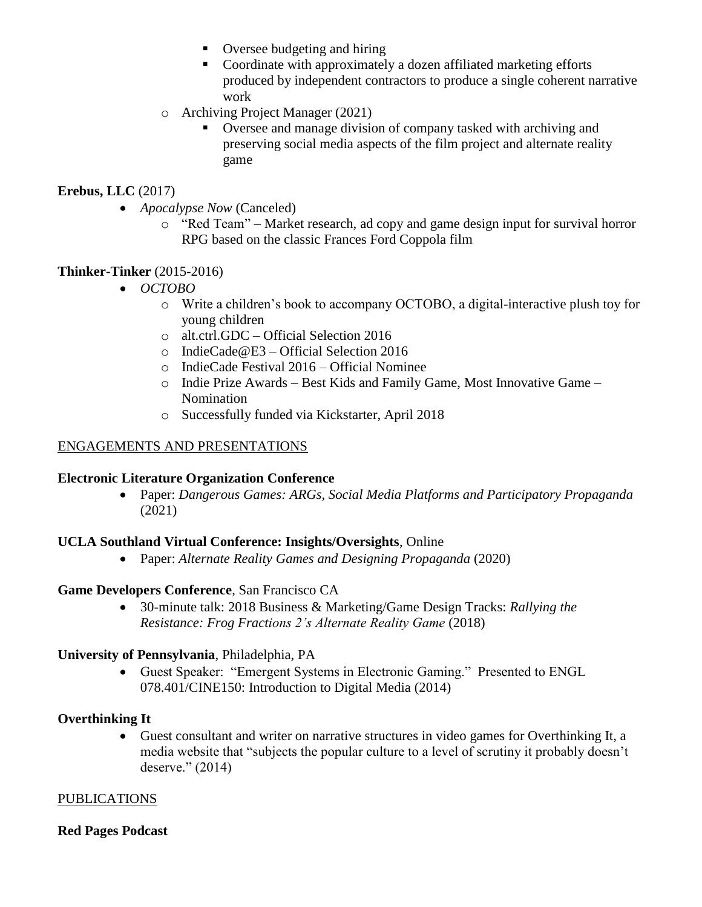- Oversee budgeting and hiring
    - Coordinate with approximately a dozen affiliated marketing efforts produced by independent contractors to produce a single coherent narrative work
  - Archiving Project Manager (2021)
    - Oversee and manage division of company tasked with archiving and preserving social media aspects of the film project and alternate reality game

**Erebus, LLC** (2017)

- *Apocalypse Now* (Canceled)
  - "Red Team" – Market research, ad copy and game design input for survival horror RPG based on the classic Frances Ford Coppola film

**Thinker-Tinker** (2015-2016)

- *OCTOBO*
  - Write a children's book to accompany OCTOBO, a digital-interactive plush toy for young children
  - alt.ctrl.GDC – Official Selection 2016
  - IndieCade@E3 – Official Selection 2016
  - IndieCade Festival 2016 – Official Nominee
  - Indie Prize Awards – Best Kids and Family Game, Most Innovative Game – Nomination
  - Successfully funded via Kickstarter, April 2018

ENGAGEMENTS AND PRESENTATIONS

**Electronic Literature Organization Conference**

- Paper: *Dangerous Games: ARGs, Social Media Platforms and Participatory Propaganda* (2021)

**UCLA Southland Virtual Conference: Insights/Oversights**, Online

- Paper: *Alternate Reality Games and Designing Propaganda* (2020)

**Game Developers Conference**, San Francisco CA

- 30-minute talk: 2018 Business & Marketing/Game Design Tracks: *Rallying the Resistance: Frog Fractions 2's Alternate Reality Game* (2018)

**University of Pennsylvania**, Philadelphia, PA

- Guest Speaker: "Emergent Systems in Electronic Gaming." Presented to ENGL 078.401/CINE150: Introduction to Digital Media (2014)

**Overthinking It**

- Guest consultant and writer on narrative structures in video games for Overthinking It, a media website that "subjects the popular culture to a level of scrutiny it probably doesn't deserve." (2014)

PUBLICATIONS

**Red Pages Podcast**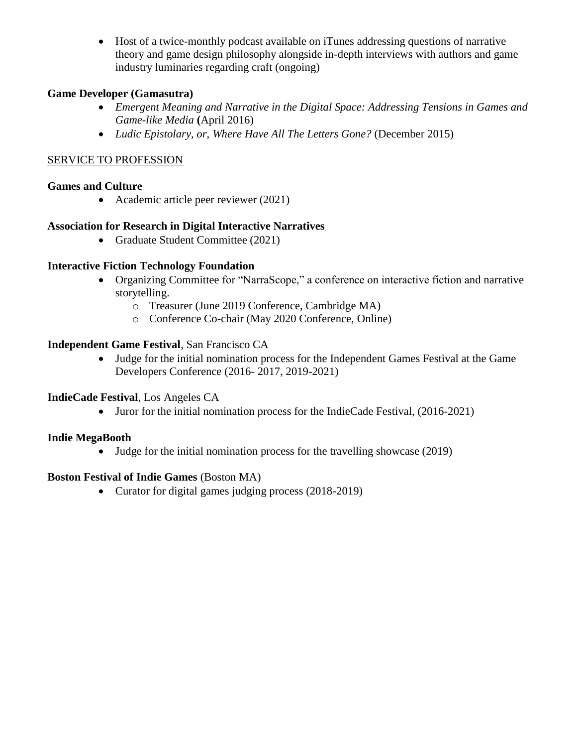- Host of a twice-monthly podcast available on iTunes addressing questions of narrative theory and game design philosophy alongside in-depth interviews with authors and game industry luminaries regarding craft (ongoing)

**Game Developer (Gamasutra)**

- *Emergent Meaning and Narrative in the Digital Space: Addressing Tensions in Games and Game-like Media* **(**April 2016)
- *Ludic Epistolary, or, Where Have All The Letters Gone?* (December 2015)

<u>SERVICE TO PROFESSION</u>

**Games and Culture**

- Academic article peer reviewer (2021)

**Association for Research in Digital Interactive Narratives**

- Graduate Student Committee (2021)

**Interactive Fiction Technology Foundation**

- Organizing Committee for "NarraScope," a conference on interactive fiction and narrative storytelling.
  - Treasurer (June 2019 Conference, Cambridge MA)
  - Conference Co-chair (May 2020 Conference, Online)

**Independent Game Festival**, San Francisco CA

- Judge for the initial nomination process for the Independent Games Festival at the Game Developers Conference (2016- 2017, 2019-2021)

**IndieCade Festival**, Los Angeles CA

- Juror for the initial nomination process for the IndieCade Festival, (2016-2021)

**Indie MegaBooth**

- Judge for the initial nomination process for the travelling showcase (2019)

**Boston Festival of Indie Games** (Boston MA)

- Curator for digital games judging process (2018-2019)